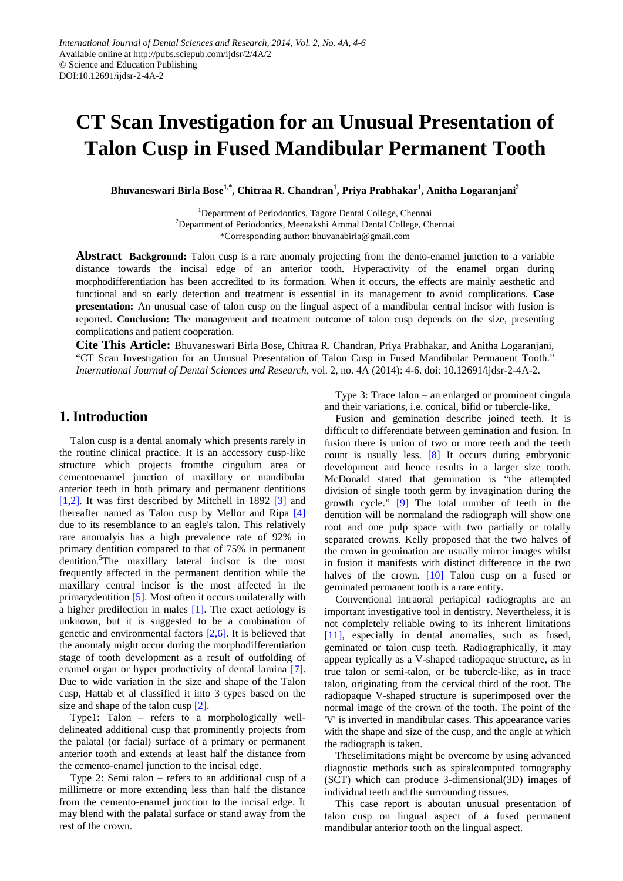International Journal of Dental Sciences and Research, 2014, Vol. 2, No. 4A, 4-6
Available online at http://pubs.sciepub.com/ijdsr/2/4A/2
© Science and Education Publishing
DOI:10.12691/ijdsr-2-4A-2

# CT Scan Investigation for an Unusual Presentation of Talon Cusp in Fused Mandibular Permanent Tooth

**Bhuvaneswari Birla Bose[1,*], Chitraa R. Chandran[1], Priya Prabhakar[1], Anitha Logaranjani[2]**

[1]Department of Periodontics, Tagore Dental College, Chennai
[2]Department of Periodontics, Meenakshi Ammal Dental College, Chennai
*Corresponding author: bhuvanabirla@gmail.com

**Abstract** **Background:** Talon cusp is a rare anomaly projecting from the dento-enamel junction to a variable distance towards the incisal edge of an anterior tooth. Hyperactivity of the enamel organ during morphodifferentiation has been accredited to its formation. When it occurs, the effects are mainly aesthetic and functional and so early detection and treatment is essential in its management to avoid complications. **Case presentation:** An unusual case of talon cusp on the lingual aspect of a mandibular central incisor with fusion is reported. **Conclusion:** The management and treatment outcome of talon cusp depends on the size, presenting complications and patient cooperation.

**Cite This Article:** Bhuvaneswari Birla Bose, Chitraa R. Chandran, Priya Prabhakar, and Anitha Logaranjani, "CT Scan Investigation for an Unusual Presentation of Talon Cusp in Fused Mandibular Permanent Tooth." *International Journal of Dental Sciences and Research*, vol. 2, no. 4A (2014): 4-6. doi: 10.12691/ijdsr-2-4A-2.

## 1. Introduction

Talon cusp is a dental anomaly which presents rarely in the routine clinical practice. It is an accessory cusp-like structure which projects fromthe cingulum area or cementoenamel junction of maxillary or mandibular anterior teeth in both primary and permanent dentitions [1,2]. It was first described by Mitchell in 1892 [3] and thereafter named as Talon cusp by Mellor and Ripa [4] due to its resemblance to an eagle's talon. This relatively rare anomalyis has a high prevalence rate of 92% in primary dentition compared to that of 75% in permanent dentition.[5]The maxillary lateral incisor is the most frequently affected in the permanent dentition while the maxillary central incisor is the most affected in the primarydentition [5]. Most often it occurs unilaterally with a higher predilection in males [1]. The exact aetiology is unknown, but it is suggested to be a combination of genetic and environmental factors [2,6]. It is believed that the anomaly might occur during the morphodifferentiation stage of tooth development as a result of outfolding of enamel organ or hyper productivity of dental lamina [7]. Due to wide variation in the size and shape of the Talon cusp, Hattab et al classified it into 3 types based on the size and shape of the talon cusp [2].

Type1: Talon – refers to a morphologically well-delineated additional cusp that prominently projects from the palatal (or facial) surface of a primary or permanent anterior tooth and extends at least half the distance from the cemento-enamel junction to the incisal edge.

Type 2: Semi talon – refers to an additional cusp of a millimetre or more extending less than half the distance from the cemento-enamel junction to the incisal edge. It may blend with the palatal surface or stand away from the rest of the crown.

Type 3: Trace talon – an enlarged or prominent cingula and their variations, i.e. conical, bifid or tubercle-like.

Fusion and gemination describe joined teeth. It is difficult to differentiate between gemination and fusion. In fusion there is union of two or more teeth and the teeth count is usually less. [8] It occurs during embryonic development and hence results in a larger size tooth. McDonald stated that gemination is "the attempted division of single tooth germ by invagination during the growth cycle." [9] The total number of teeth in the dentition will be normaland the radiograph will show one root and one pulp space with two partially or totally separated crowns. Kelly proposed that the two halves of the crown in gemination are usually mirror images whilst in fusion it manifests with distinct difference in the two halves of the crown. [10] Talon cusp on a fused or geminated permanent tooth is a rare entity.

Conventional intraoral periapical radiographs are an important investigative tool in dentistry. Nevertheless, it is not completely reliable owing to its inherent limitations [11], especially in dental anomalies, such as fused, geminated or talon cusp teeth. Radiographically, it may appear typically as a V-shaped radiopaque structure, as in true talon or semi-talon, or be tubercle-like, as in trace talon, originating from the cervical third of the root. The radiopaque V-shaped structure is superimposed over the normal image of the crown of the tooth. The point of the 'V' is inverted in mandibular cases. This appearance varies with the shape and size of the cusp, and the angle at which the radiograph is taken.

Theselimitations might be overcome by using advanced diagnostic methods such as spiralcomputed tomography (SCT) which can produce 3-dimensional(3D) images of individual teeth and the surrounding tissues.

This case report is aboutan unusual presentation of talon cusp on lingual aspect of a fused permanent mandibular anterior tooth on the lingual aspect.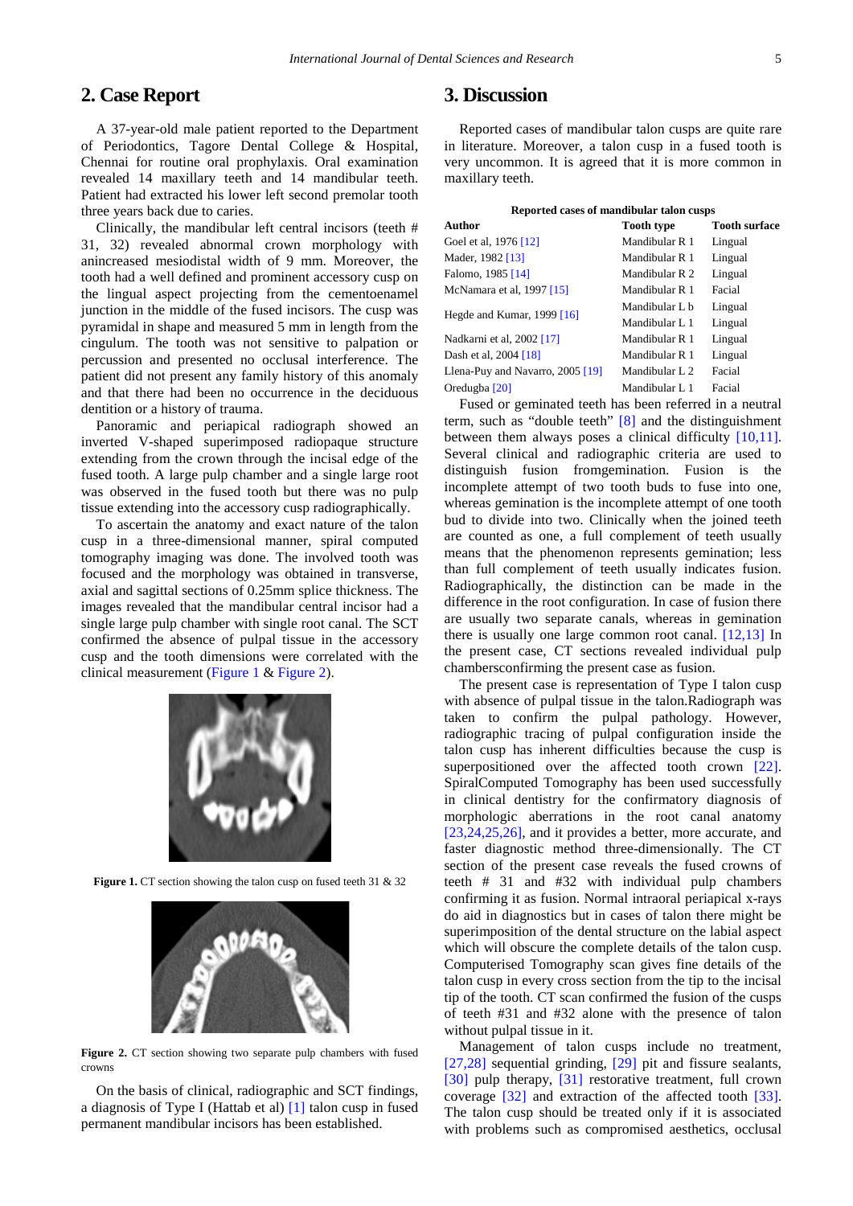## 2. Case Report

A 37-year-old male patient reported to the Department of Periodontics, Tagore Dental College & Hospital, Chennai for routine oral prophylaxis. Oral examination revealed 14 maxillary teeth and 14 mandibular teeth. Patient had extracted his lower left second premolar tooth three years back due to caries.

Clinically, the mandibular left central incisors (teeth # 31, 32) revealed abnormal crown morphology with anincreased mesiodistal width of 9 mm. Moreover, the tooth had a well defined and prominent accessory cusp on the lingual aspect projecting from the cementoenamel junction in the middle of the fused incisors. The cusp was pyramidal in shape and measured 5 mm in length from the cingulum. The tooth was not sensitive to palpation or percussion and presented no occlusal interference. The patient did not present any family history of this anomaly and that there had been no occurrence in the deciduous dentition or a history of trauma.

Panoramic and periapical radiograph showed an inverted V-shaped superimposed radiopaque structure extending from the crown through the incisal edge of the fused tooth. A large pulp chamber and a single large root was observed in the fused tooth but there was no pulp tissue extending into the accessory cusp radiographically.

To ascertain the anatomy and exact nature of the talon cusp in a three-dimensional manner, spiral computed tomography imaging was done. The involved tooth was focused and the morphology was obtained in transverse, axial and sagittal sections of 0.25mm splice thickness. The images revealed that the mandibular central incisor had a single large pulp chamber with single root canal. The SCT confirmed the absence of pulpal tissue in the accessory cusp and the tooth dimensions were correlated with the clinical measurement (Figure 1 & Figure 2).

**Figure 1.** CT section showing the talon cusp on fused teeth 31 & 32

**Figure 2.** CT section showing two separate pulp chambers with fused crowns

On the basis of clinical, radiographic and SCT findings, a diagnosis of Type I (Hattab et al) [1] talon cusp in fused permanent mandibular incisors has been established.

## 3. Discussion

Reported cases of mandibular talon cusps are quite rare in literature. Moreover, a talon cusp in a fused tooth is very uncommon. It is agreed that it is more common in maxillary teeth.

**Reported cases of mandibular talon cusps**

| Author | Tooth type | Tooth surface |
|---|---|---|
| Goel et al, 1976 [12] | Mandibular R 1 | Lingual |
| Mader, 1982 [13] | Mandibular R 1 | Lingual |
| Falomo, 1985 [14] | Mandibular R 2 | Lingual |
| McNamara et al, 1997 [15] | Mandibular R 1 | Facial |
| Hegde and Kumar, 1999 [16] | Mandibular L b | Lingual |
| | Mandibular L 1 | Lingual |
| Nadkarni et al, 2002 [17] | Mandibular R 1 | Lingual |
| Dash et al, 2004 [18] | Mandibular R 1 | Lingual |
| Llena-Puy and Navarro, 2005 [19] | Mandibular L 2 | Facial |
| Oredugba [20] | Mandibular L 1 | Facial |

Fused or geminated teeth has been referred in a neutral term, such as "double teeth" [8] and the distinguishment between them always poses a clinical difficulty [10,11]. Several clinical and radiographic criteria are used to distinguish fusion fromgemination. Fusion is the incomplete attempt of two tooth buds to fuse into one, whereas gemination is the incomplete attempt of one tooth bud to divide into two. Clinically when the joined teeth are counted as one, a full complement of teeth usually means that the phenomenon represents gemination; less than full complement of teeth usually indicates fusion. Radiographically, the distinction can be made in the difference in the root configuration. In case of fusion there are usually two separate canals, whereas in gemination there is usually one large common root canal. [12,13] In the present case, CT sections revealed individual pulp chambersconfirming the present case as fusion.

The present case is representation of Type I talon cusp with absence of pulpal tissue in the talon.Radiograph was taken to confirm the pulpal pathology. However, radiographic tracing of pulpal configuration inside the talon cusp has inherent difficulties because the cusp is superpositioned over the affected tooth crown [22]. SpiralComputed Tomography has been used successfully in clinical dentistry for the confirmatory diagnosis of morphologic aberrations in the root canal anatomy [23,24,25,26], and it provides a better, more accurate, and faster diagnostic method three-dimensionally. The CT section of the present case reveals the fused crowns of teeth # 31 and #32 with individual pulp chambers confirming it as fusion. Normal intraoral periapical x-rays do aid in diagnostics but in cases of talon there might be superimposition of the dental structure on the labial aspect which will obscure the complete details of the talon cusp. Computerised Tomography scan gives fine details of the talon cusp in every cross section from the tip to the incisal tip of the tooth. CT scan confirmed the fusion of the cusps of teeth #31 and #32 alone with the presence of talon without pulpal tissue in it.

Management of talon cusps include no treatment, [27,28] sequential grinding, [29] pit and fissure sealants, [30] pulp therapy, [31] restorative treatment, full crown coverage [32] and extraction of the affected tooth [33]. The talon cusp should be treated only if it is associated with problems such as compromised aesthetics, occlusal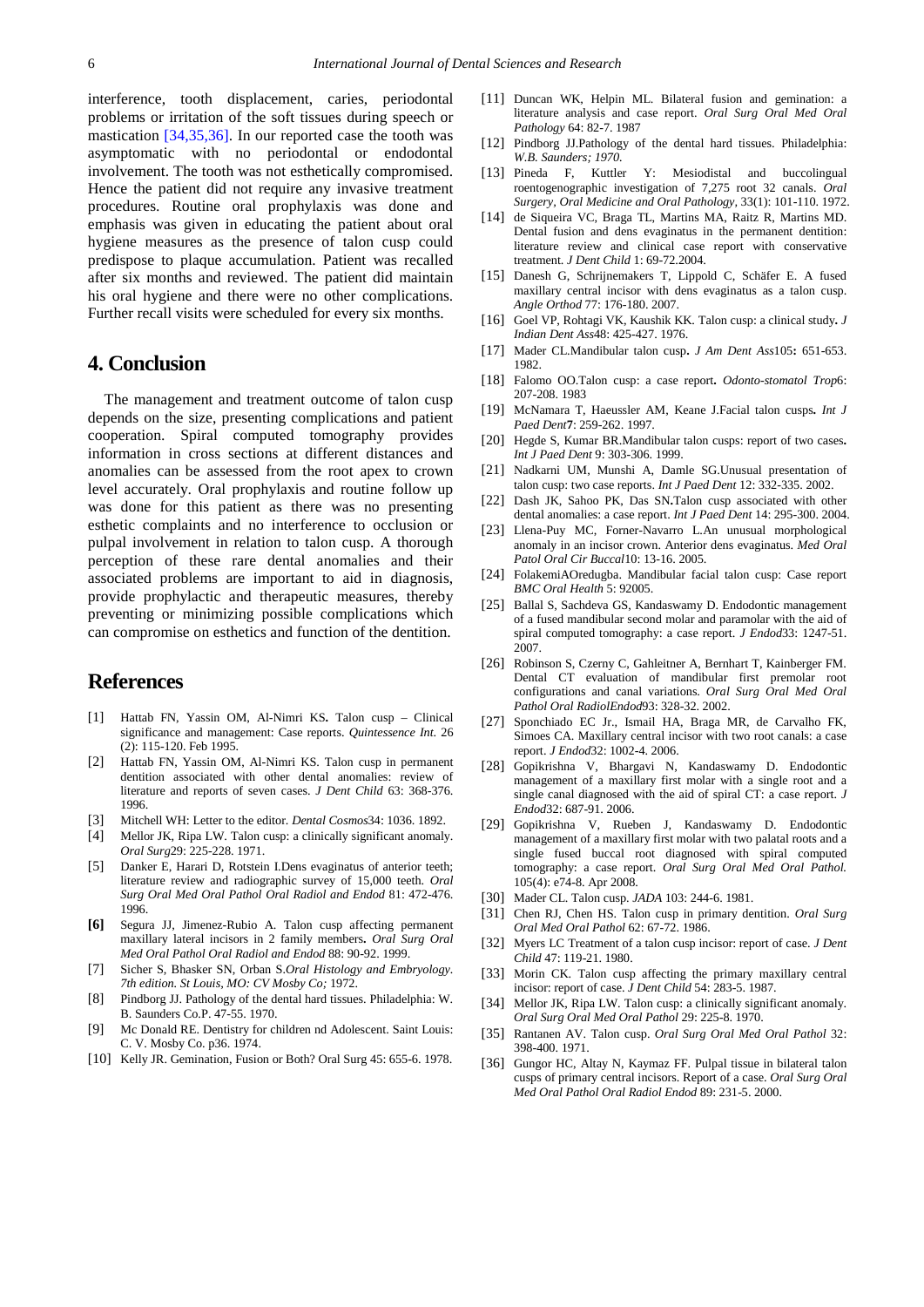interference, tooth displacement, caries, periodontal problems or irritation of the soft tissues during speech or mastication [34,35,36]. In our reported case the tooth was asymptomatic with no periodontal or endodontal involvement. The tooth was not esthetically compromised. Hence the patient did not require any invasive treatment procedures. Routine oral prophylaxis was done and emphasis was given in educating the patient about oral hygiene measures as the presence of talon cusp could predispose to plaque accumulation. Patient was recalled after six months and reviewed. The patient did maintain his oral hygiene and there were no other complications. Further recall visits were scheduled for every six months.

## 4. Conclusion

The management and treatment outcome of talon cusp depends on the size, presenting complications and patient cooperation. Spiral computed tomography provides information in cross sections at different distances and anomalies can be assessed from the root apex to crown level accurately. Oral prophylaxis and routine follow up was done for this patient as there was no presenting esthetic complaints and no interference to occlusion or pulpal involvement in relation to talon cusp. A thorough perception of these rare dental anomalies and their associated problems are important to aid in diagnosis, provide prophylactic and therapeutic measures, thereby preventing or minimizing possible complications which can compromise on esthetics and function of the dentition.

## References

[1] Hattab FN, Yassin OM, Al-Nimri KS**.** Talon cusp – Clinical significance and management: Case reports. *Quintessence Int.* 26 (2): 115-120. Feb 1995.

[2] Hattab FN, Yassin OM, Al-Nimri KS. Talon cusp in permanent dentition associated with other dental anomalies: review of literature and reports of seven cases. *J Dent Child* 63: 368-376. 1996.

[3] Mitchell WH: Letter to the editor. *Dental Cosmos*34: 1036. 1892.

[4] Mellor JK, Ripa LW. Talon cusp: a clinically significant anomaly. *Oral Surg*29: 225-228. 1971.

[5] Danker E, Harari D, Rotstein I.Dens evaginatus of anterior teeth; literature review and radiographic survey of 15,000 teeth. *Oral Surg Oral Med Oral Pathol Oral Radiol and Endod* 81: 472-476. 1996.

**[6]** Segura JJ, Jimenez-Rubio A. Talon cusp affecting permanent maxillary lateral incisors in 2 family members**.** *Oral Surg Oral Med Oral Pathol Oral Radiol and Endod* 88: 90-92. 1999.

[7] Sicher S, Bhasker SN, Orban S.*Oral Histology and Embryology. 7th edition. St Louis, MO: CV Mosby Co;* 1972.

[8] Pindborg JJ. Pathology of the dental hard tissues. Philadelphia: W. B. Saunders Co.P. 47-55. 1970.

[9] Mc Donald RE. Dentistry for children nd Adolescent. Saint Louis: C. V. Mosby Co. p36. 1974.

[10] Kelly JR. Gemination, Fusion or Both? Oral Surg 45: 655-6. 1978.

[11] Duncan WK, Helpin ML. Bilateral fusion and gemination: a literature analysis and case report. *Oral Surg Oral Med Oral Pathology* 64: 82-7. 1987

[12] Pindborg JJ.Pathology of the dental hard tissues. Philadelphia: *W.B. Saunders; 1970.*

[13] Pineda F, Kuttler Y: Mesiodistal and buccolingual roentogenographic investigation of 7,275 root 32 canals. *Oral Surgery, Oral Medicine and Oral Pathology,* 33(1): 101-110. 1972.

[14] de Siqueira VC, Braga TL, Martins MA, Raitz R, Martins MD. Dental fusion and dens evaginatus in the permanent dentition: literature review and clinical case report with conservative treatment. *J Dent Child* 1: 69-72.2004.

[15] Danesh G, Schrijnemakers T, Lippold C, Schäfer E. A fused maxillary central incisor with dens evaginatus as a talon cusp. *Angle Orthod* 77: 176-180. 2007.

[16] Goel VP, Rohtagi VK, Kaushik KK. Talon cusp: a clinical study**.** *J Indian Dent Ass*48: 425-427. 1976.

[17] Mader CL.Mandibular talon cusp**.** *J Am Dent Ass*105**:** 651-653. 1982.

[18] Falomo OO.Talon cusp: a case report**.** *Odonto-stomatol Trop*6: 207-208. 1983

[19] McNamara T, Haeussler AM, Keane J.Facial talon cusps**.** *Int J Paed Dent***7**: 259-262. 1997.

[20] Hegde S, Kumar BR.Mandibular talon cusps: report of two cases**.** *Int J Paed Dent* 9: 303-306. 1999.

[21] Nadkarni UM, Munshi A, Damle SG.Unusual presentation of talon cusp: two case reports. *Int J Paed Dent* 12: 332-335. 2002.

[22] Dash JK, Sahoo PK, Das SN**.**Talon cusp associated with other dental anomalies: a case report. *Int J Paed Dent* 14: 295-300. 2004.

[23] Llena-Puy MC, Forner-Navarro L.An unusual morphological anomaly in an incisor crown. Anterior dens evaginatus. *Med Oral Patol Oral Cir Buccal*10: 13-16. 2005.

[24] FolakemiAOredugba. Mandibular facial talon cusp: Case report *BMC Oral Health* 5: 92005.

[25] Ballal S, Sachdeva GS, Kandaswamy D. Endodontic management of a fused mandibular second molar and paramolar with the aid of spiral computed tomography: a case report. *J Endod*33: 1247-51. 2007.

[26] Robinson S, Czerny C, Gahleitner A, Bernhart T, Kainberger FM. Dental CT evaluation of mandibular first premolar root configurations and canal variations. *Oral Surg Oral Med Oral Pathol Oral RadiolEndod*93: 328-32. 2002.

[27] Sponchiado EC Jr., Ismail HA, Braga MR, de Carvalho FK, Simoes CA. Maxillary central incisor with two root canals: a case report. *J Endod*32: 1002-4. 2006.

[28] Gopikrishna V, Bhargavi N, Kandaswamy D. Endodontic management of a maxillary first molar with a single root and a single canal diagnosed with the aid of spiral CT: a case report. *J Endod*32: 687-91. 2006.

[29] Gopikrishna V, Rueben J, Kandaswamy D. Endodontic management of a maxillary first molar with two palatal roots and a single fused buccal root diagnosed with spiral computed tomography: a case report. *Oral Surg Oral Med Oral Pathol.* 105(4): e74-8. Apr 2008.

[30] Mader CL. Talon cusp. *JADA* 103: 244-6. 1981.

[31] Chen RJ, Chen HS. Talon cusp in primary dentition. *Oral Surg Oral Med Oral Pathol* 62: 67-72. 1986.

[32] Myers LC Treatment of a talon cusp incisor: report of case. *J Dent Child* 47: 119-21. 1980.

[33] Morin CK. Talon cusp affecting the primary maxillary central incisor: report of case. *J Dent Child* 54: 283-5. 1987.

[34] Mellor JK, Ripa LW. Talon cusp: a clinically significant anomaly. *Oral Surg Oral Med Oral Pathol* 29: 225-8. 1970.

[35] Rantanen AV. Talon cusp. *Oral Surg Oral Med Oral Pathol* 32: 398-400. 1971.

[36] Gungor HC, Altay N, Kaymaz FF. Pulpal tissue in bilateral talon cusps of primary central incisors. Report of a case. *Oral Surg Oral Med Oral Pathol Oral Radiol Endod* 89: 231-5. 2000.